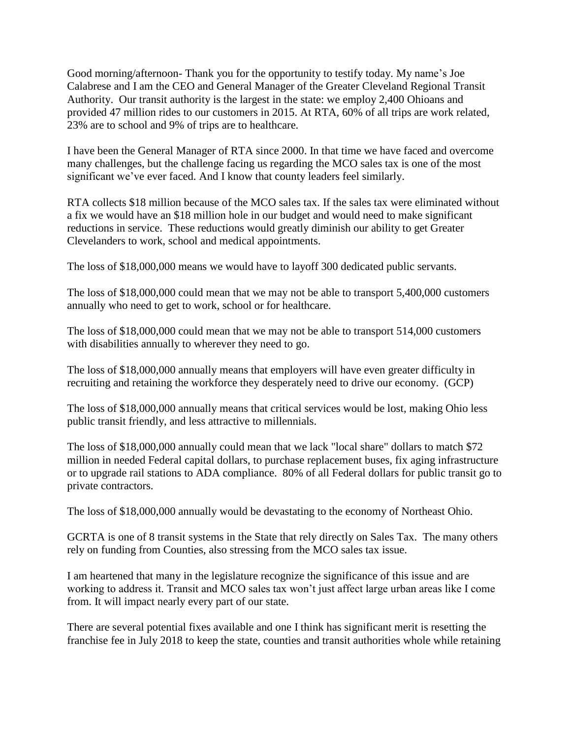Good morning/afternoon- Thank you for the opportunity to testify today. My name's Joe Calabrese and I am the CEO and General Manager of the Greater Cleveland Regional Transit Authority. Our transit authority is the largest in the state: we employ 2,400 Ohioans and provided 47 million rides to our customers in 2015. At RTA, 60% of all trips are work related, 23% are to school and 9% of trips are to healthcare.

I have been the General Manager of RTA since 2000. In that time we have faced and overcome many challenges, but the challenge facing us regarding the MCO sales tax is one of the most significant we've ever faced. And I know that county leaders feel similarly.

RTA collects $18 million because of the MCO sales tax. If the sales tax were eliminated without a fix we would have an $18 million hole in our budget and would need to make significant reductions in service. These reductions would greatly diminish our ability to get Greater Clevelanders to work, school and medical appointments.

The loss of $18,000,000 means we would have to layoff 300 dedicated public servants.

The loss of $18,000,000 could mean that we may not be able to transport 5,400,000 customers annually who need to get to work, school or for healthcare.

The loss of $18,000,000 could mean that we may not be able to transport 514,000 customers with disabilities annually to wherever they need to go.

The loss of $18,000,000 annually means that employers will have even greater difficulty in recruiting and retaining the workforce they desperately need to drive our economy. (GCP)

The loss of $18,000,000 annually means that critical services would be lost, making Ohio less public transit friendly, and less attractive to millennials.

The loss of $18,000,000 annually could mean that we lack "local share" dollars to match $72 million in needed Federal capital dollars, to purchase replacement buses, fix aging infrastructure or to upgrade rail stations to ADA compliance. 80% of all Federal dollars for public transit go to private contractors.

The loss of $18,000,000 annually would be devastating to the economy of Northeast Ohio.

GCRTA is one of 8 transit systems in the State that rely directly on Sales Tax. The many others rely on funding from Counties, also stressing from the MCO sales tax issue.

I am heartened that many in the legislature recognize the significance of this issue and are working to address it. Transit and MCO sales tax won't just affect large urban areas like I come from. It will impact nearly every part of our state.

There are several potential fixes available and one I think has significant merit is resetting the franchise fee in July 2018 to keep the state, counties and transit authorities whole while retaining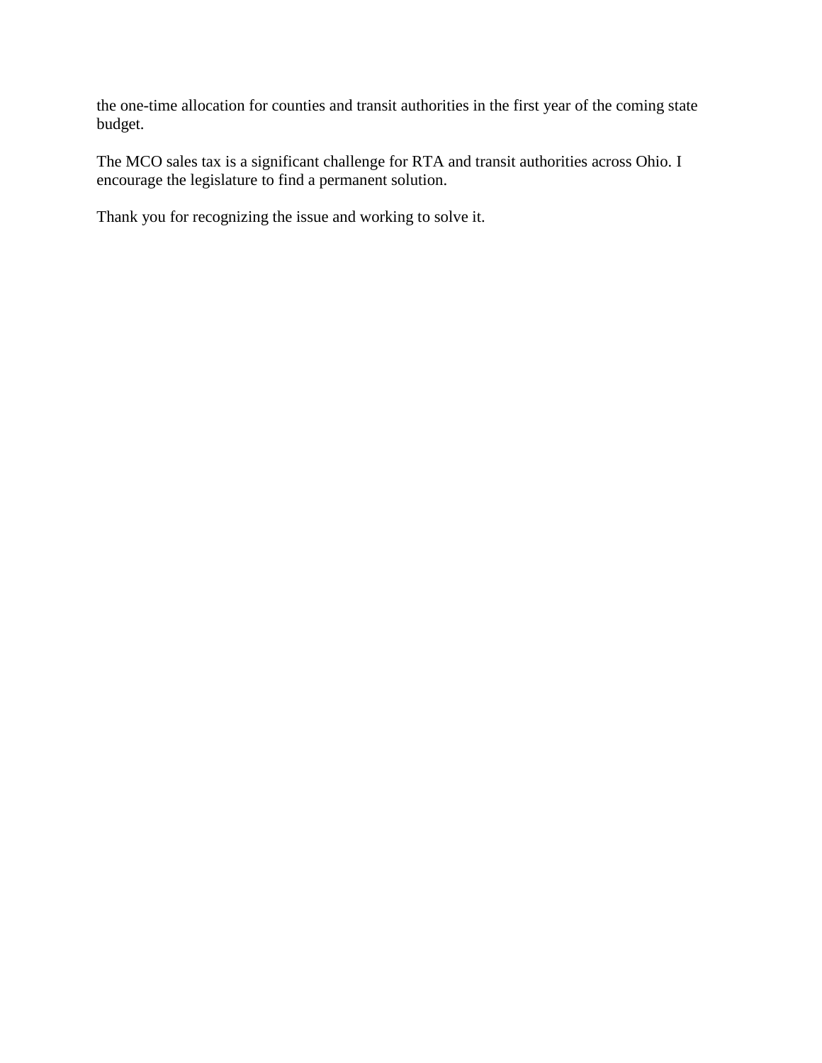the one-time allocation for counties and transit authorities in the first year of the coming state budget.

The MCO sales tax is a significant challenge for RTA and transit authorities across Ohio. I encourage the legislature to find a permanent solution.

Thank you for recognizing the issue and working to solve it.